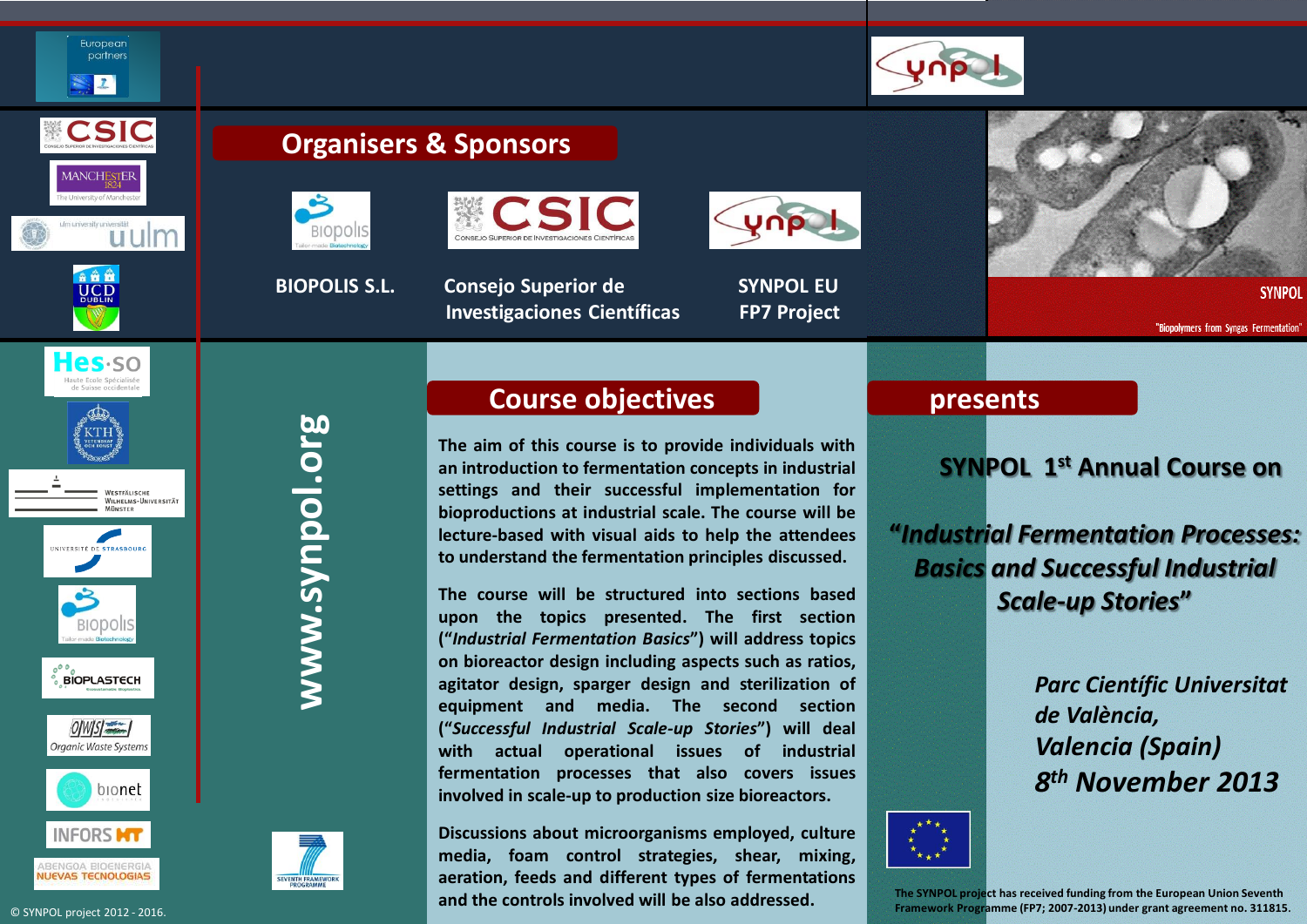European partners

CSIC

MANCHESTER 1824 The University of Manchester

ulm university universität uulm

UCD DUBLIN

Hes·so Haute Ecole Spécialisée de Suisse occidentale

KTH

Westfälische Wilhelms-Universität Münster

Université de Strasbourg

Biopolis

BIOPLASTECH

OWS Organic Waste Systems

bionet

INFORS HT

ABENGOA BIOENERGIA NUEVAS TECNOLOGIAS

© SYNPOL project 2012 - 2016.

www.synpol.org

## Organisers & Sponsors

**BIOPOLIS S.L.**

**Consejo Superior de Investigaciones Científicas**

**SYNPOL EU FP7 Project**

SYNPOL

"Biopolymers from Syngas Fermentation"

## Course objectives

**The aim of this course is to provide individuals with an introduction to fermentation concepts in industrial settings and their successful implementation for bioproductions at industrial scale. The course will be lecture-based with visual aids to help the attendees to understand the fermentation principles discussed.**

**The course will be structured into sections based upon the topics presented. The first section (“*Industrial Fermentation Basics*”) will address topics on bioreactor design including aspects such as ratios, agitator design, sparger design and sterilization of equipment and media. The second section (“*Successful Industrial Scale-up Stories*”) will deal with actual operational issues of industrial fermentation processes that also covers issues involved in scale-up to production size bioreactors.**

**Discussions about microorganisms employed, culture media, foam control strategies, shear, mixing, aeration, feeds and different types of fermentations and the controls involved will be also addressed.**

SEVENTH FRAMEWORK PROGRAMME

## presents

**SYNPOL 1st Annual Course on**

***“Industrial Fermentation Processes: Basics and Successful Industrial Scale-up Stories”***

***Parc Científic Universitat de València, Valencia (Spain)***

***8th November 2013***

**The SYNPOL project has received funding from the European Union Seventh Framework Programme (FP7; 2007-2013) under grant agreement no. 311815.**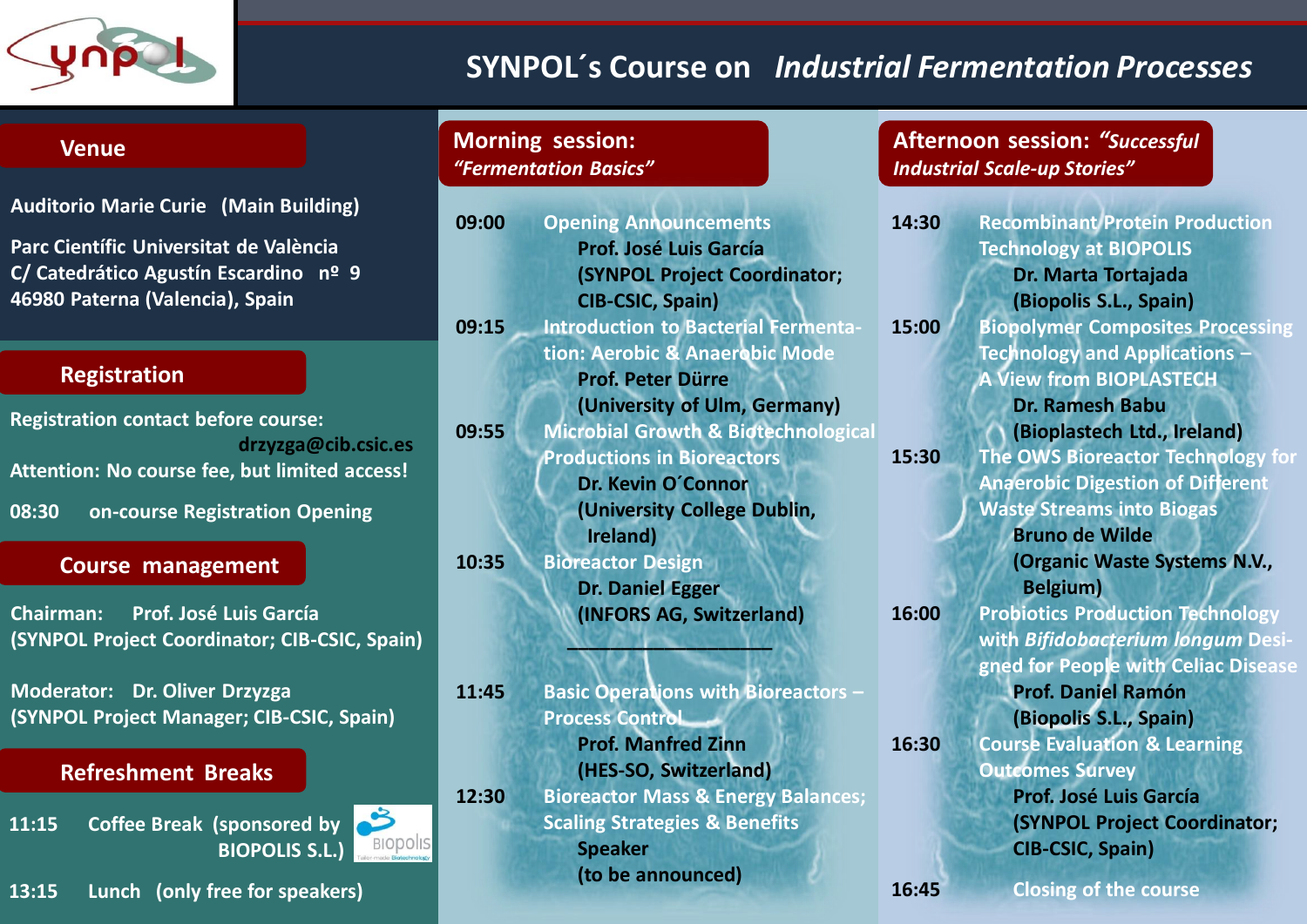# SYNPOL´s Course on *Industrial Fermentation Processes*

## Venue

Auditorio Marie Curie (Main Building)

Parc Científic Universitat de València
C/ Catedrático Agustín Escardino nº 9
46980 Paterna (Valencia), Spain

## Registration

Registration contact before course:
drzyzga@cib.csic.es

Attention: No course fee, but limited access!

08:30 on-course Registration Opening

## Course management

Chairman: Prof. José Luis García
(SYNPOL Project Coordinator; CIB-CSIC, Spain)

Moderator: Dr. Oliver Drzyzga
(SYNPOL Project Manager; CIB-CSIC, Spain)

## Refreshment Breaks

11:15 Coffee Break (sponsored by BIOPOLIS S.L.)

13:15 Lunch (only free for speakers)

## Morning session: *"Fermentation Basics"*

**09:00** Opening Announcements
Prof. José Luis García
(SYNPOL Project Coordinator; CIB-CSIC, Spain)

**09:15** Introduction to Bacterial Fermentation: Aerobic & Anaerobic Mode
Prof. Peter Dürre
(University of Ulm, Germany)

**09:55** Microbial Growth & Biotechnological Productions in Bioreactors
Dr. Kevin O´Connor
(University College Dublin, Ireland)

**10:35** Bioreactor Design
Dr. Daniel Egger
(INFORS AG, Switzerland)

---

**11:45** Basic Operations with Bioreactors – Process Control
Prof. Manfred Zinn
(HES-SO, Switzerland)

**12:30** Bioreactor Mass & Energy Balances; Scaling Strategies & Benefits
Speaker
(to be announced)

## Afternoon session: *"Successful Industrial Scale-up Stories"*

**14:30** Recombinant Protein Production Technology at BIOPOLIS
Dr. Marta Tortajada
(Biopolis S.L., Spain)

**15:00** Biopolymer Composites Processing Technology and Applications – A View from BIOPLASTECH
Dr. Ramesh Babu
(Bioplastech Ltd., Ireland)

**15:30** The OWS Bioreactor Technology for Anaerobic Digestion of Different Waste Streams into Biogas
Bruno de Wilde
(Organic Waste Systems N.V., Belgium)

**16:00** Probiotics Production Technology with *Bifidobacterium longum* Designed for People with Celiac Disease
Prof. Daniel Ramón
(Biopolis S.L., Spain)

**16:30** Course Evaluation & Learning Outcomes Survey
Prof. José Luis García
(SYNPOL Project Coordinator; CIB-CSIC, Spain)

**16:45** Closing of the course